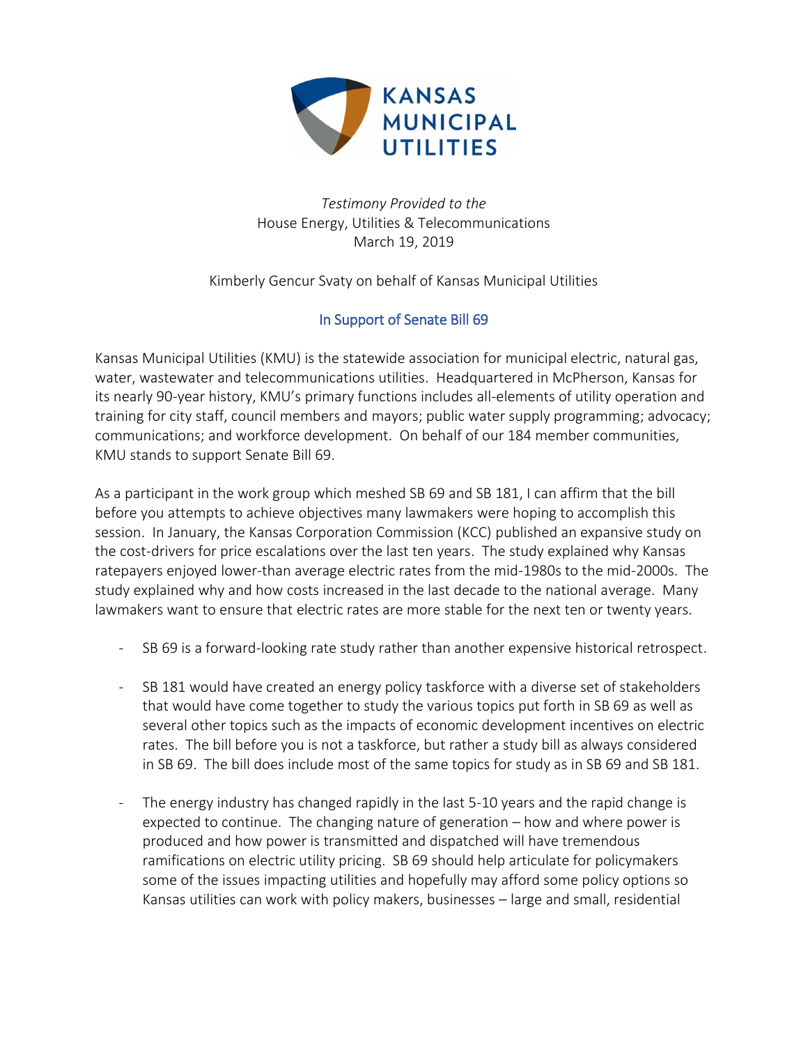KANSAS MUNICIPAL UTILITIES

*Testimony Provided to the*
House Energy, Utilities & Telecommunications
March 19, 2019

Kimberly Gencur Svaty on behalf of Kansas Municipal Utilities

## In Support of Senate Bill 69

Kansas Municipal Utilities (KMU) is the statewide association for municipal electric, natural gas, water, wastewater and telecommunications utilities. Headquartered in McPherson, Kansas for its nearly 90-year history, KMU's primary functions includes all-elements of utility operation and training for city staff, council members and mayors; public water supply programming; advocacy; communications; and workforce development. On behalf of our 184 member communities, KMU stands to support Senate Bill 69.

As a participant in the work group which meshed SB 69 and SB 181, I can affirm that the bill before you attempts to achieve objectives many lawmakers were hoping to accomplish this session. In January, the Kansas Corporation Commission (KCC) published an expansive study on the cost-drivers for price escalations over the last ten years. The study explained why Kansas ratepayers enjoyed lower-than average electric rates from the mid-1980s to the mid-2000s. The study explained why and how costs increased in the last decade to the national average. Many lawmakers want to ensure that electric rates are more stable for the next ten or twenty years.

- SB 69 is a forward-looking rate study rather than another expensive historical retrospect.

- SB 181 would have created an energy policy taskforce with a diverse set of stakeholders that would have come together to study the various topics put forth in SB 69 as well as several other topics such as the impacts of economic development incentives on electric rates. The bill before you is not a taskforce, but rather a study bill as always considered in SB 69. The bill does include most of the same topics for study as in SB 69 and SB 181.

- The energy industry has changed rapidly in the last 5-10 years and the rapid change is expected to continue. The changing nature of generation – how and where power is produced and how power is transmitted and dispatched will have tremendous ramifications on electric utility pricing. SB 69 should help articulate for policymakers some of the issues impacting utilities and hopefully may afford some policy options so Kansas utilities can work with policy makers, businesses – large and small, residential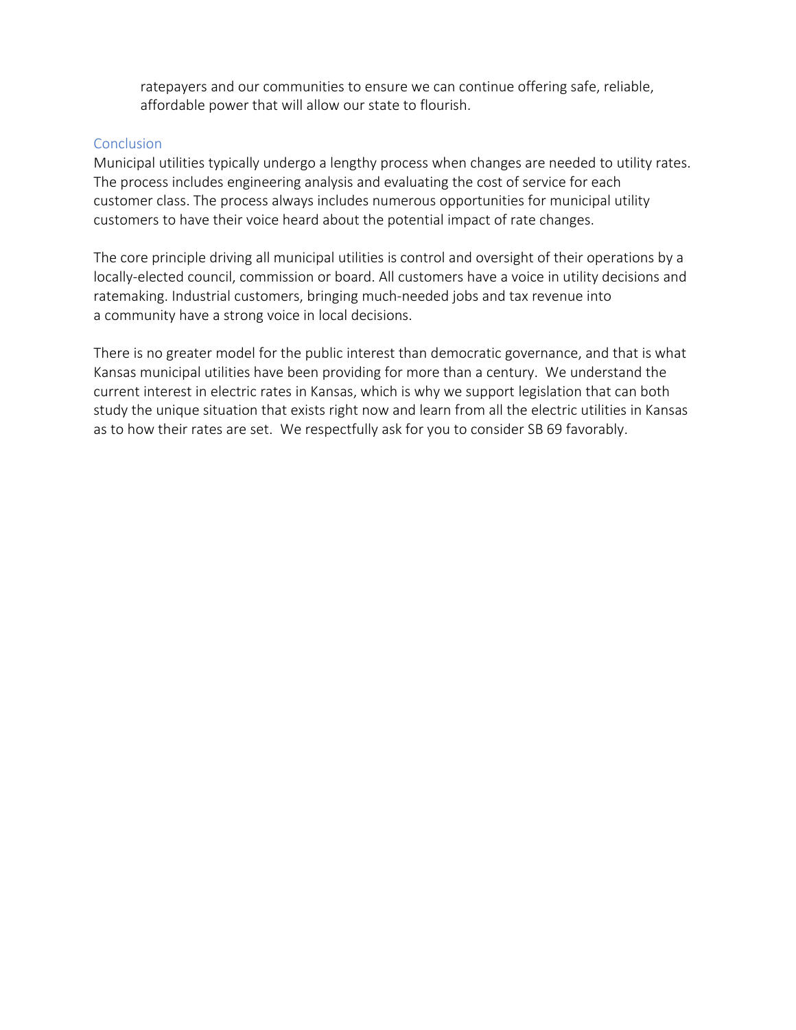ratepayers and our communities to ensure we can continue offering safe, reliable, affordable power that will allow our state to flourish.

## Conclusion

Municipal utilities typically undergo a lengthy process when changes are needed to utility rates. The process includes engineering analysis and evaluating the cost of service for each customer class. The process always includes numerous opportunities for municipal utility customers to have their voice heard about the potential impact of rate changes.

The core principle driving all municipal utilities is control and oversight of their operations by a locally-elected council, commission or board. All customers have a voice in utility decisions and ratemaking. Industrial customers, bringing much-needed jobs and tax revenue into a community have a strong voice in local decisions.

There is no greater model for the public interest than democratic governance, and that is what Kansas municipal utilities have been providing for more than a century. We understand the current interest in electric rates in Kansas, which is why we support legislation that can both study the unique situation that exists right now and learn from all the electric utilities in Kansas as to how their rates are set. We respectfully ask for you to consider SB 69 favorably.